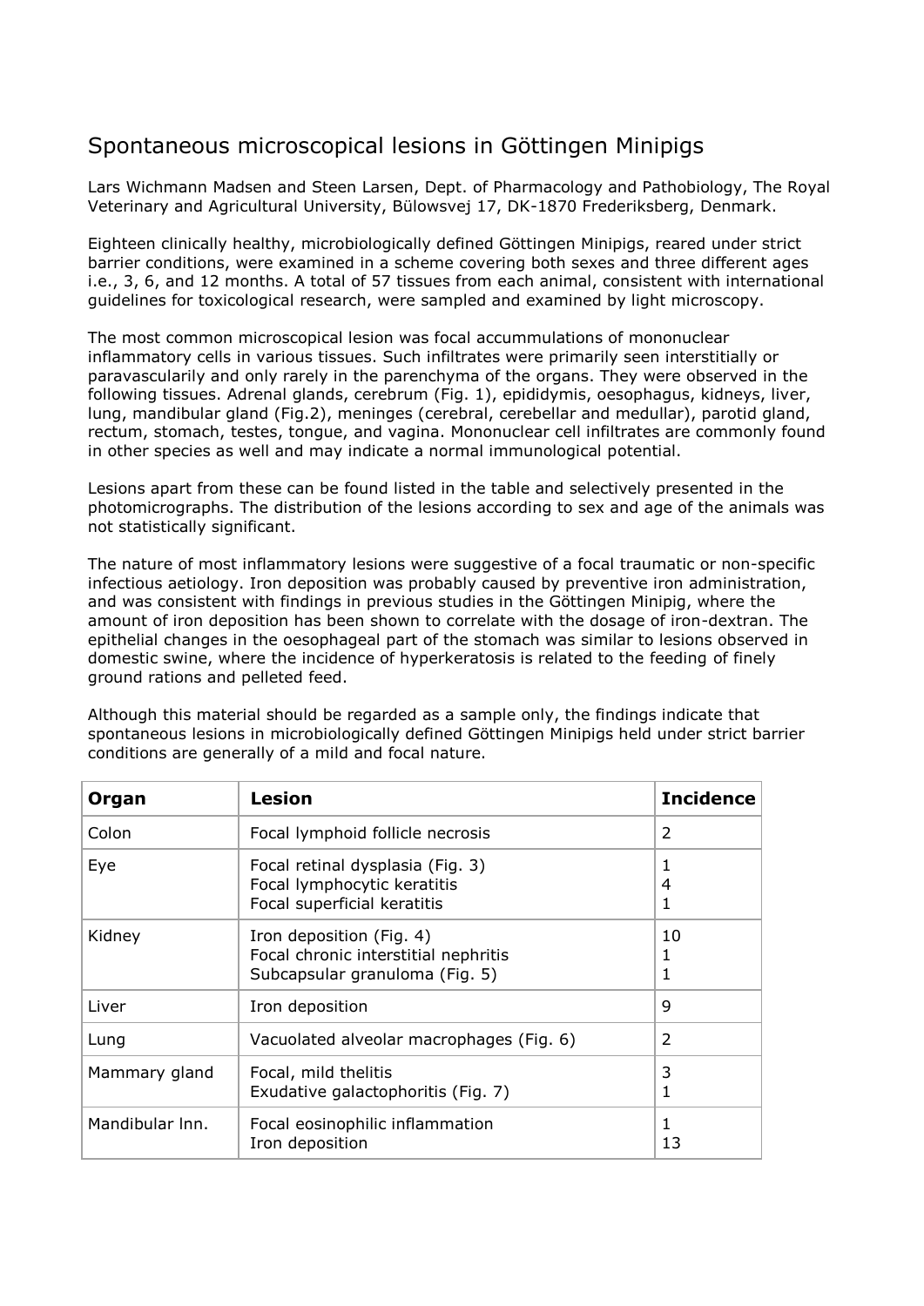# Spontaneous microscopical lesions in Göttingen Minipigs

Lars Wichmann Madsen and Steen Larsen, Dept. of Pharmacology and Pathobiology, The Royal Veterinary and Agricultural University, Bülowsvej 17, DK-1870 Frederiksberg, Denmark.

Eighteen clinically healthy, microbiologically defined Göttingen Minipigs, reared under strict barrier conditions, were examined in a scheme covering both sexes and three different ages i.e., 3, 6, and 12 months. A total of 57 tissues from each animal, consistent with international guidelines for toxicological research, were sampled and examined by light microscopy.

The most common microscopical lesion was focal accummulations of mononuclear inflammatory cells in various tissues. Such infiltrates were primarily seen interstitially or paravascularily and only rarely in the parenchyma of the organs. They were observed in the following tissues. Adrenal glands, cerebrum (Fig. 1), epididymis, oesophagus, kidneys, liver, lung, mandibular gland (Fig.2), meninges (cerebral, cerebellar and medullar), parotid gland, rectum, stomach, testes, tongue, and vagina. Mononuclear cell infiltrates are commonly found in other species as well and may indicate a normal immunological potential.

Lesions apart from these can be found listed in the table and selectively presented in the photomicrographs. The distribution of the lesions according to sex and age of the animals was not statistically significant.

The nature of most inflammatory lesions were suggestive of a focal traumatic or non-specific infectious aetiology. Iron deposition was probably caused by preventive iron administration, and was consistent with findings in previous studies in the Göttingen Minipig, where the amount of iron deposition has been shown to correlate with the dosage of iron-dextran. The epithelial changes in the oesophageal part of the stomach was similar to lesions observed in domestic swine, where the incidence of hyperkeratosis is related to the feeding of finely ground rations and pelleted feed.

Although this material should be regarded as a sample only, the findings indicate that spontaneous lesions in microbiologically defined Göttingen Minipigs held under strict barrier conditions are generally of a mild and focal nature.

| **Organ** | **Lesion** | **Incidence** |
|---|---|---|
| Colon | Focal lymphoid follicle necrosis | 2 |
| Eye | Focal retinal dysplasia (Fig. 3)<br>Focal lymphocytic keratitis<br>Focal superficial keratitis | 1<br>4<br>1 |
| Kidney | Iron deposition (Fig. 4)<br>Focal chronic interstitial nephritis<br>Subcapsular granuloma (Fig. 5) | 10<br>1<br>1 |
| Liver | Iron deposition | 9 |
| Lung | Vacuolated alveolar macrophages (Fig. 6) | 2 |
| Mammary gland | Focal, mild thelitis<br>Exudative galactophoritis (Fig. 7) | 3<br>1 |
| Mandibular lnn. | Focal eosinophilic inflammation<br>Iron deposition | 1<br>13 |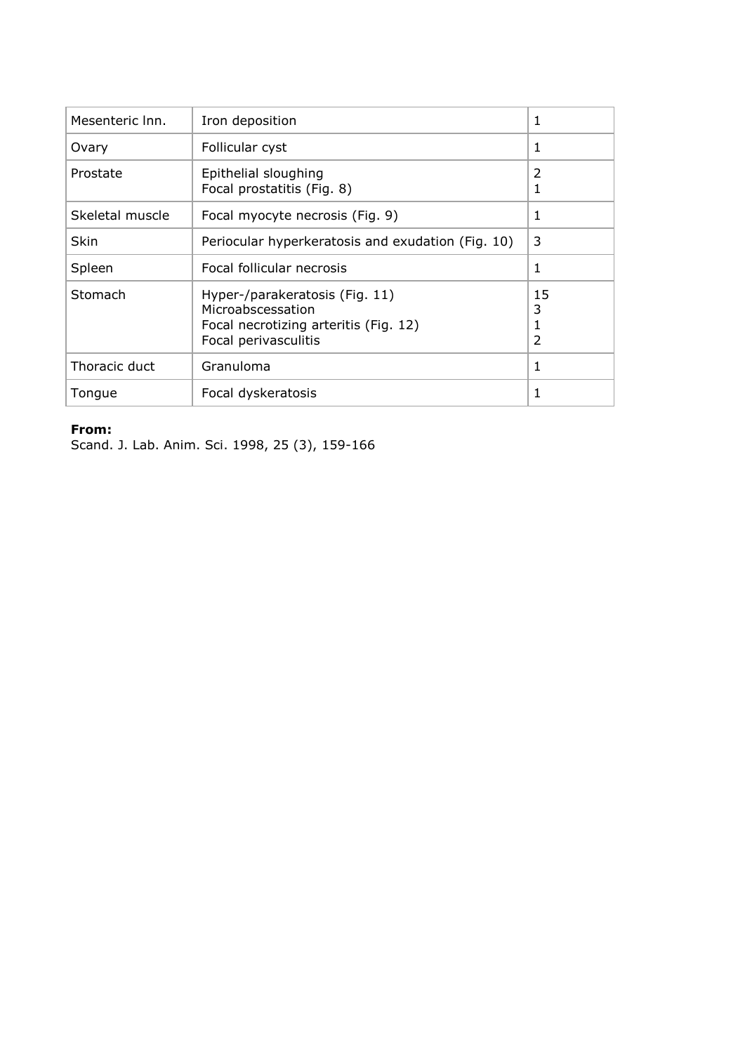| | | |
|---|---|---|
| Mesenteric lnn. | Iron deposition | 1 |
| Ovary | Follicular cyst | 1 |
| Prostate | Epithelial sloughing<br>Focal prostatitis (Fig. 8) | 2<br>1 |
| Skeletal muscle | Focal myocyte necrosis (Fig. 9) | 1 |
| Skin | Periocular hyperkeratosis and exudation (Fig. 10) | 3 |
| Spleen | Focal follicular necrosis | 1 |
| Stomach | Hyper-/parakeratosis (Fig. 11)<br>Microabscessation<br>Focal necrotizing arteritis (Fig. 12)<br>Focal perivasculitis | 15<br>3<br>1<br>2 |
| Thoracic duct | Granuloma | 1 |
| Tongue | Focal dyskeratosis | 1 |

**From:**
Scand. J. Lab. Anim. Sci. 1998, 25 (3), 159-166